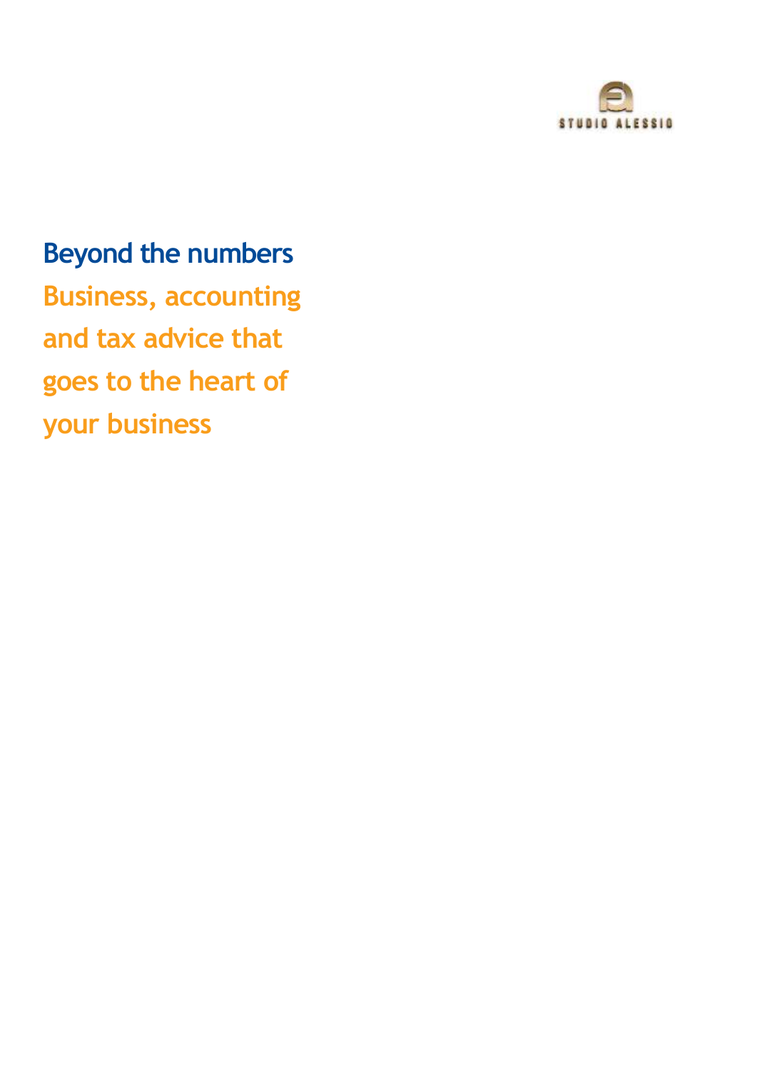STUDIO ALESSIO

# Beyond the numbers

## Business, accounting and tax advice that goes to the heart of your business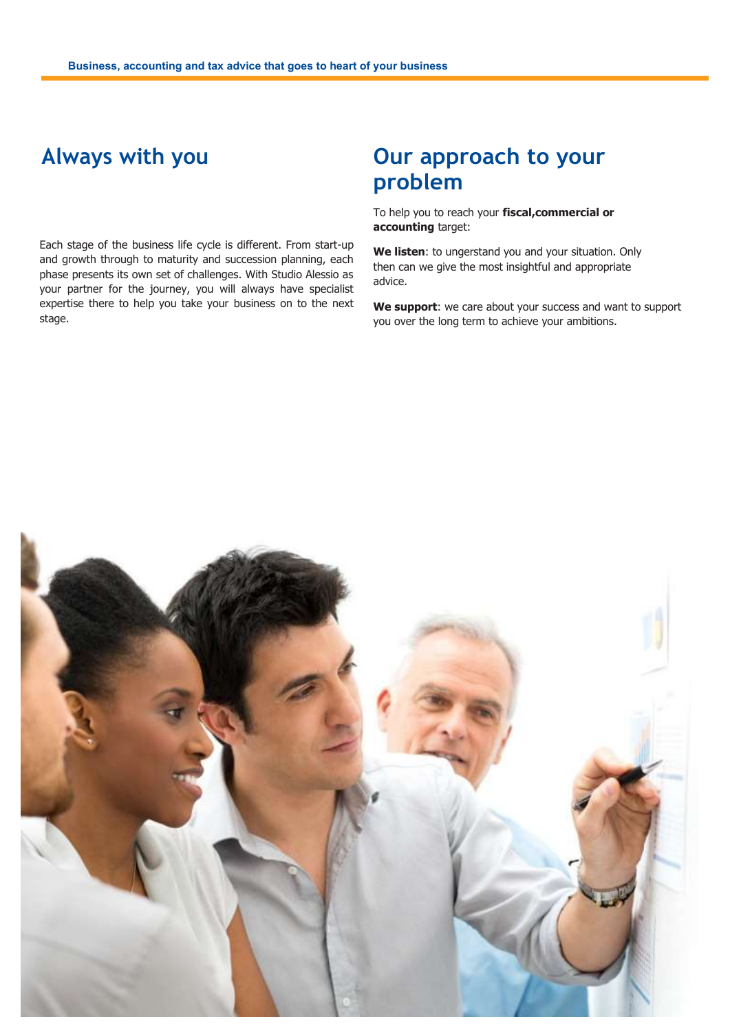## Always with you

Each stage of the business life cycle is different. From start-up and growth through to maturity and succession planning, each phase presents its own set of challenges. With Studio Alessio as your partner for the journey, you will always have specialist expertise there to help you take your business on to the next stage.

## Our approach to your problem

To help you to reach your **fiscal,commercial or accounting** target:

**We listen**: to ungerstand you and your situation. Only then can we give the most insightful and appropriate advice.

**We support**: we care about your success and want to support you over the long term to achieve your ambitions.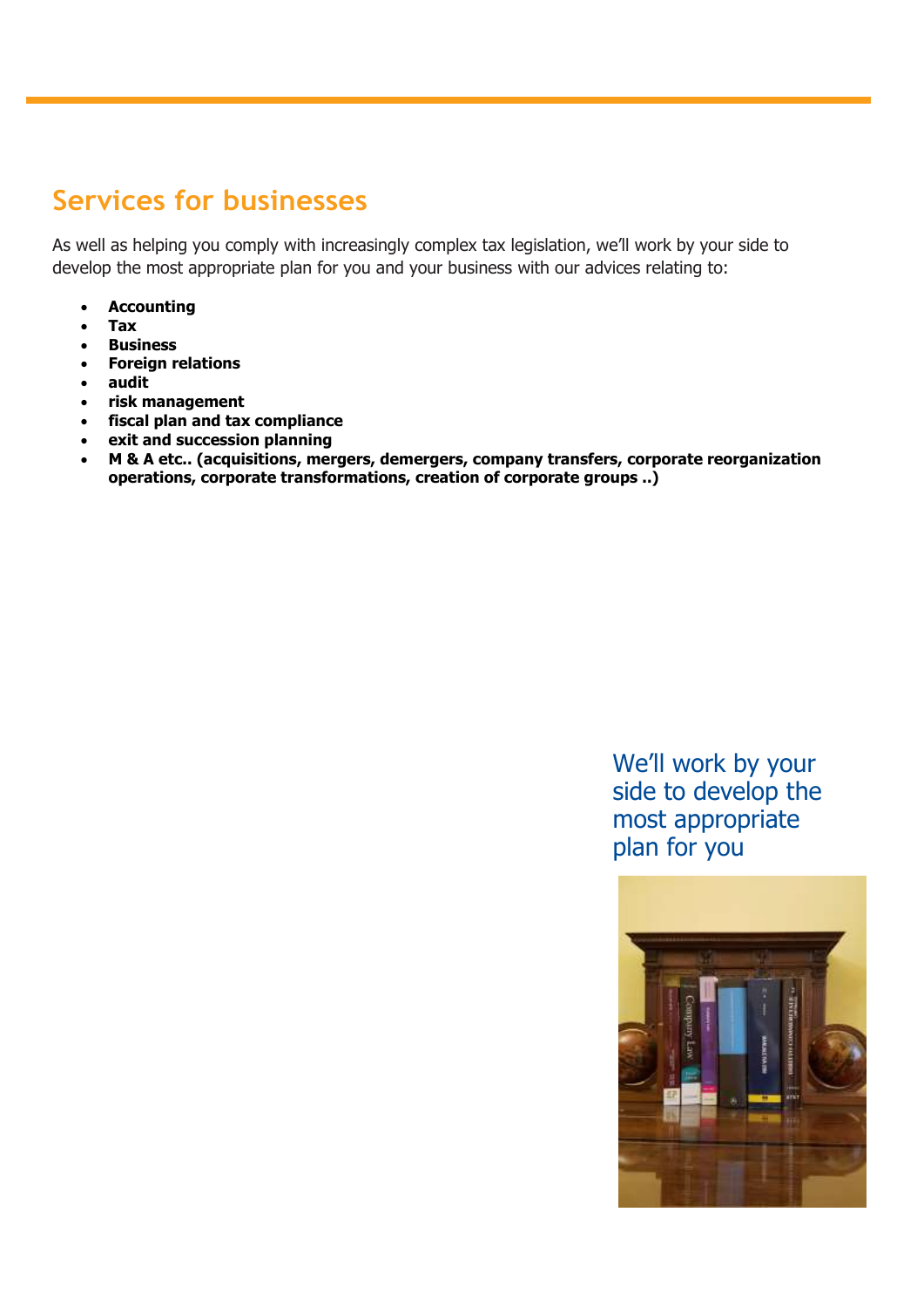## Services for businesses

As well as helping you comply with increasingly complex tax legislation, we'll work by your side to develop the most appropriate plan for you and your business with our advices relating to:

- **Accounting**
- **Tax**
- **Business**
- **Foreign relations**
- **audit**
- **risk management**
- **fiscal plan and tax compliance**
- **exit and succession planning**
- **M & A etc.. (acquisitions, mergers, demergers, company transfers, corporate reorganization operations, corporate transformations, creation of corporate groups ..)**

We'll work by your side to develop the most appropriate plan for you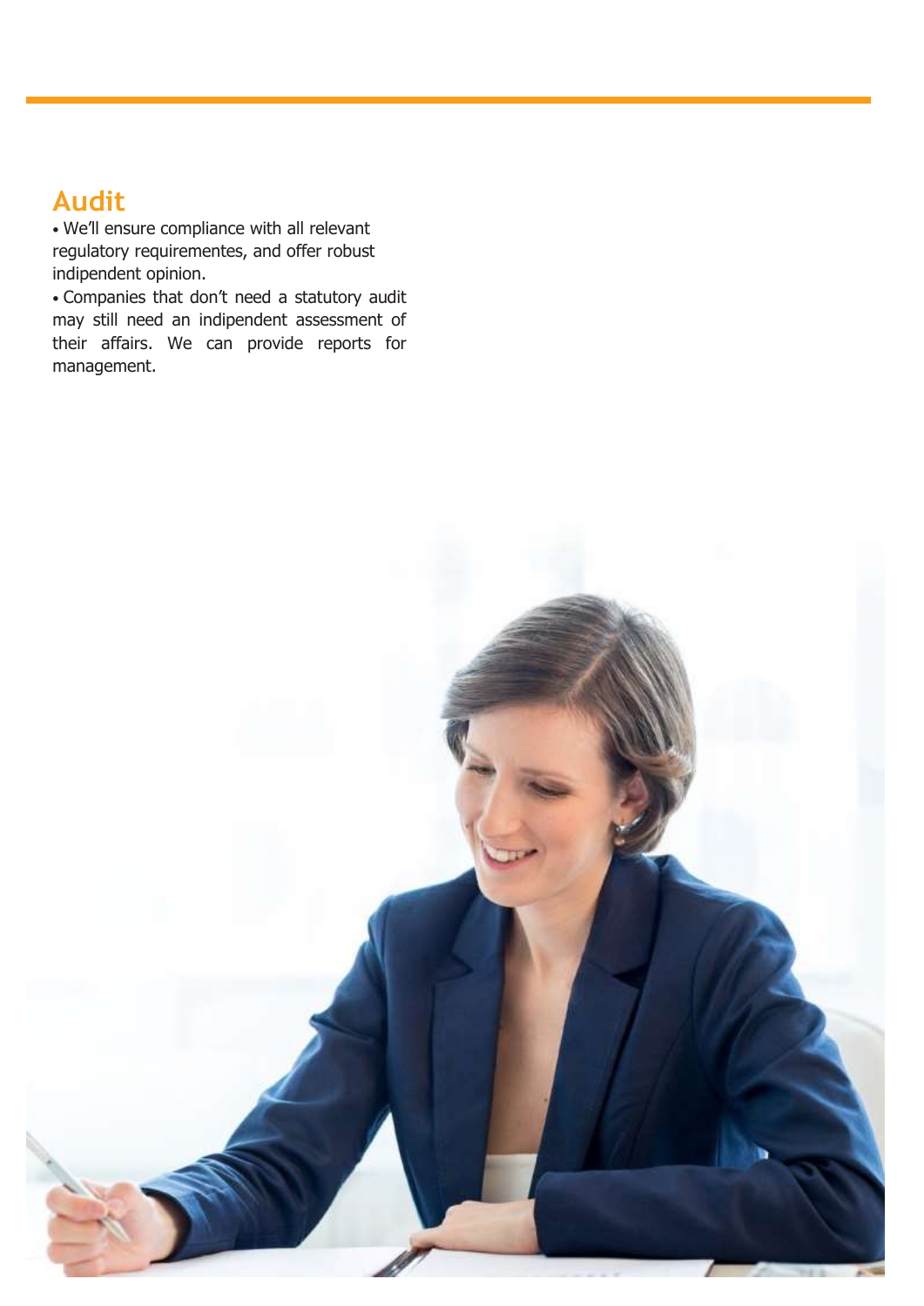## Audit

- We'll ensure compliance with all relevant regulatory requirementes, and offer robust indipendent opinion.
- Companies that don't need a statutory audit may still need an indipendent assessment of their affairs. We can provide reports for management.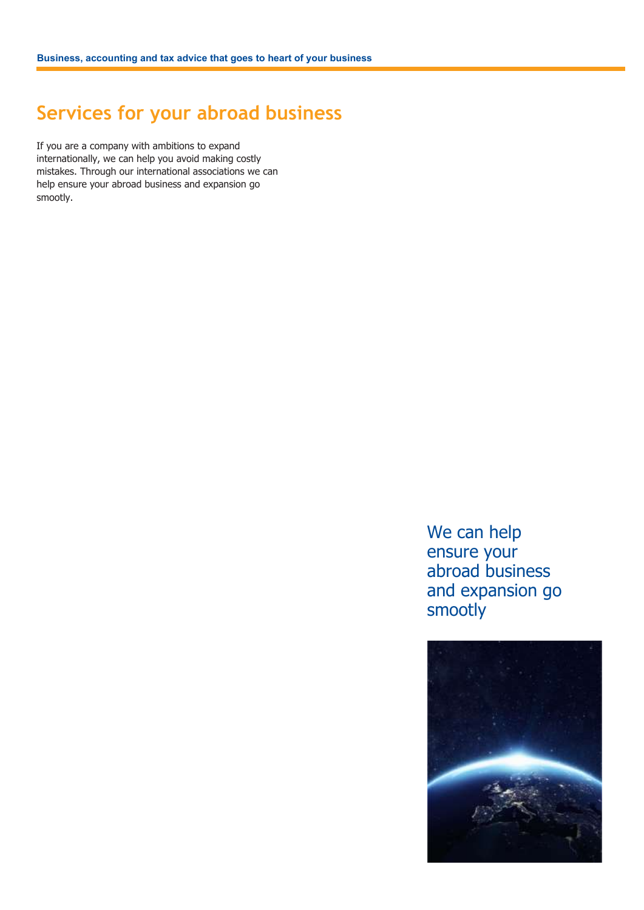## Services for your abroad business

If you are a company with ambitions to expand internationally, we can help you avoid making costly mistakes. Through our international associations we can help ensure your abroad business and expansion go smootly.

We can help ensure your abroad business and expansion go smootly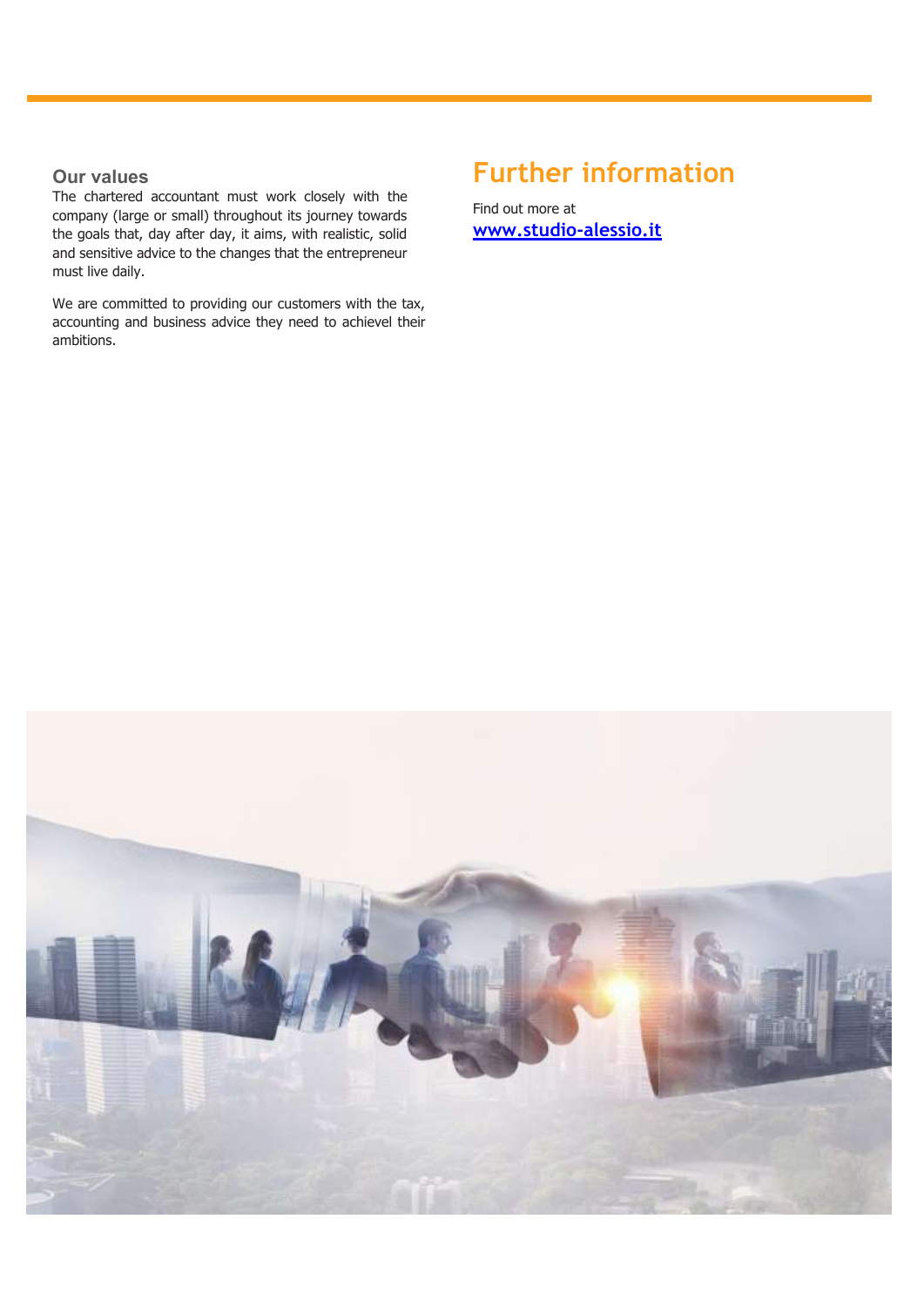### Our values

The chartered accountant must work closely with the company (large or small) throughout its journey towards the goals that, day after day, it aims, with realistic, solid and sensitive advice to the changes that the entrepreneur must live daily.

We are committed to providing our customers with the tax, accounting and business advice they need to achievel their ambitions.

## Further information

Find out more at
**www.studio-alessio.it**